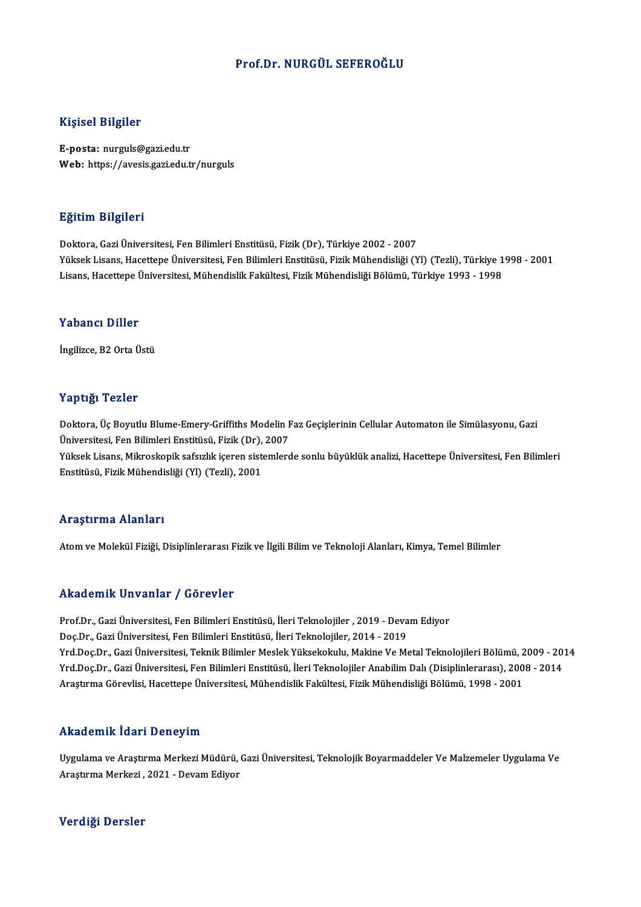# Prof.Dr. NURGÜL SEFEROĞLU

## Kişisel Bilgiler

**E-posta:** nurguls@gazi.edu.tr
**Web:** https://avesis.gazi.edu.tr/nurguls

## Eğitim Bilgileri

Doktora, Gazi Üniversitesi, Fen Bilimleri Enstitüsü, Fizik (Dr), Türkiye 2002 - 2007
Yüksek Lisans, Hacettepe Üniversitesi, Fen Bilimleri Enstitüsü, Fizik Mühendisliği (Yl) (Tezli), Türkiye 1998 - 2001
Lisans, Hacettepe Üniversitesi, Mühendislik Fakültesi, Fizik Mühendisliği Bölümü, Türkiye 1993 - 1998

## Yabancı Diller

İngilizce, B2 Orta Üstü

## Yaptığı Tezler

Doktora, Üç Boyutlu Blume-Emery-Griffiths Modelin Faz Geçişlerinin Cellular Automaton ile Simülasyonu, Gazi Üniversitesi, Fen Bilimleri Enstitüsü, Fizik (Dr), 2007
Yüksek Lisans, Mikroskopik safsızlık içeren sistemlerde sonlu büyüklük analizi, Hacettepe Üniversitesi, Fen Bilimleri Enstitüsü, Fizik Mühendisliği (Yl) (Tezli), 2001

## Araştırma Alanları

Atom ve Molekül Fiziği, Disiplinlerarası Fizik ve İlgili Bilim ve Teknoloji Alanları, Kimya, Temel Bilimler

## Akademik Unvanlar / Görevler

Prof.Dr., Gazi Üniversitesi, Fen Bilimleri Enstitüsü, İleri Teknolojiler , 2019 - Devam Ediyor
Doç.Dr., Gazi Üniversitesi, Fen Bilimleri Enstitüsü, İleri Teknolojiler, 2014 - 2019
Yrd.Doç.Dr., Gazi Üniversitesi, Teknik Bilimler Meslek Yüksekokulu, Makine Ve Metal Teknolojileri Bölümü, 2009 - 2014
Yrd.Doç.Dr., Gazi Üniversitesi, Fen Bilimleri Enstitüsü, İleri Teknolojiler Anabilim Dalı (Disiplinlerarası), 2008 - 2014
Araştırma Görevlisi, Hacettepe Üniversitesi, Mühendislik Fakültesi, Fizik Mühendisliği Bölümü, 1998 - 2001

## Akademik İdari Deneyim

Uygulama ve Araştırma Merkezi Müdürü, Gazi Üniversitesi, Teknolojik Boyarmaddeler Ve Malzemeler Uygulama Ve Araştırma Merkezi , 2021 - Devam Ediyor

## Verdiği Dersler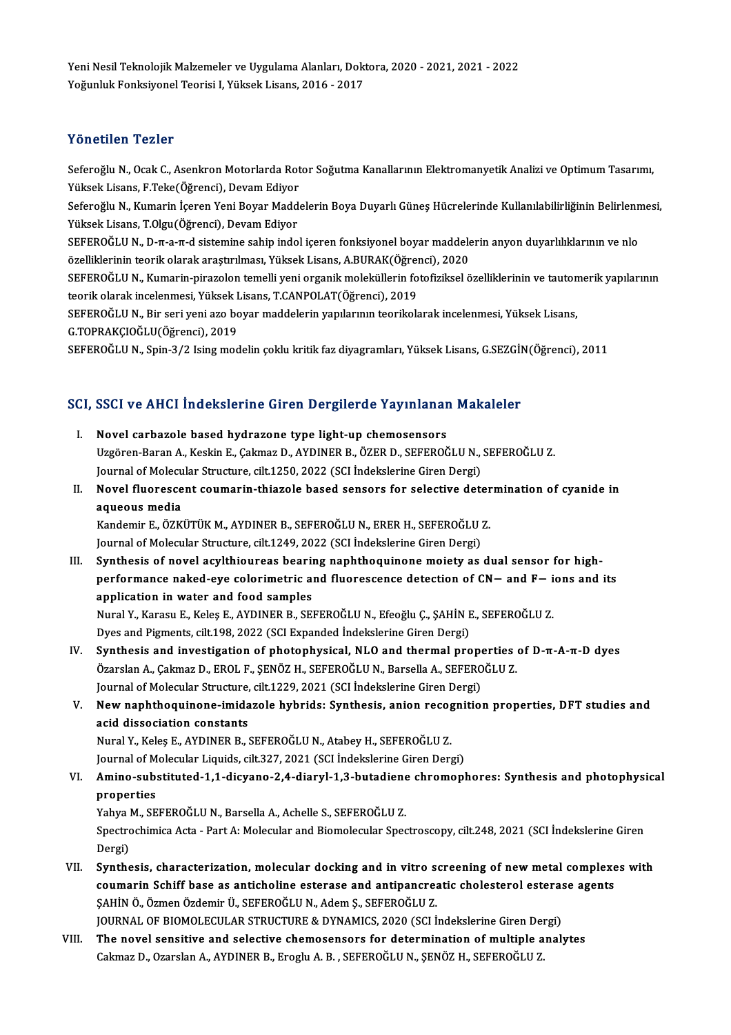Yeni Nesil Teknolojik Malzemeler ve Uygulama Alanları, Doktora, 2020 - 2021, 2021 - 2022
Yoğunluk Fonksiyonel Teorisi I, Yüksek Lisans, 2016 - 2017

## Yönetilen Tezler

Seferoğlu N., Ocak C., Asenkron Motorlarda Rotor Soğutma Kanallarının Elektromanyetik Analizi ve Optimum Tasarımı, Yüksek Lisans, F.Teke(Öğrenci), Devam Ediyor

Seferoğlu N., Kumarin İçeren Yeni Boyar Maddelerin Boya Duyarlı Güneş Hücrelerinde Kullanılabilirliğinin Belirlenmesi, Yüksek Lisans, T.Olgu(Öğrenci), Devam Ediyor

SEFEROĞLU N., D-π-a-π-d sistemine sahip indol içeren fonksiyonel boyar maddelerin anyon duyarlılıklarının ve nlo özelliklerinin teorik olarak araştırılması, Yüksek Lisans, A.BURAK(Öğrenci), 2020

SEFEROĞLU N., Kumarin-pirazolon temelli yeni organik moleküllerin fotofiziksel özelliklerinin ve tautomerik yapılarının teorik olarak incelenmesi, Yüksek Lisans, T.CANPOLAT(Öğrenci), 2019

SEFEROĞLU N., Bir seri yeni azo boyar maddelerin yapılarının teorikolarak incelenmesi, Yüksek Lisans, G.TOPRAKÇIOĞLU(Öğrenci), 2019

SEFEROĞLU N., Spin-3/2 Ising modelin çoklu kritik faz diyagramları, Yüksek Lisans, G.SEZGİN(Öğrenci), 2011

## SCI, SSCI ve AHCI İndekslerine Giren Dergilerde Yayınlanan Makaleler

I. **Novel carbazole based hydrazone type light-up chemosensors**
   Uzgören-Baran A., Keskin E., Çakmaz D., AYDINER B., ÖZER D., SEFEROĞLU N., SEFEROĞLU Z.
   Journal of Molecular Structure, cilt.1250, 2022 (SCI İndekslerine Giren Dergi)

II. **Novel fluorescent coumarin-thiazole based sensors for selective determination of cyanide in aqueous media**
   Kandemir E., ÖZKÜTÜK M., AYDINER B., SEFEROĞLU N., ERER H., SEFEROĞLU Z.
   Journal of Molecular Structure, cilt.1249, 2022 (SCI İndekslerine Giren Dergi)

III. **Synthesis of novel acylthioureas bearing naphthoquinone moiety as dual sensor for high-performance naked-eye colorimetric and fluorescence detection of CN− and F− ions and its application in water and food samples**
   Nural Y., Karasu E., Keleş E., AYDINER B., SEFEROĞLU N., Efeoğlu Ç., ŞAHİN E., SEFEROĞLU Z.
   Dyes and Pigments, cilt.198, 2022 (SCI Expanded İndekslerine Giren Dergi)

IV. **Synthesis and investigation of photophysical, NLO and thermal properties of D-π-A-π-D dyes**
   Özarslan A., Çakmaz D., EROL F., ŞENÖZ H., SEFEROĞLU N., Barsella A., SEFEROĞLU Z.
   Journal of Molecular Structure, cilt.1229, 2021 (SCI İndekslerine Giren Dergi)

V. **New naphthoquinone-imidazole hybrids: Synthesis, anion recognition properties, DFT studies and acid dissociation constants**
   Nural Y., Keleş E., AYDINER B., SEFEROĞLU N., Atabey H., SEFEROĞLU Z.
   Journal of Molecular Liquids, cilt.327, 2021 (SCI İndekslerine Giren Dergi)

VI. **Amino-substituted-1,1-dicyano-2,4-diaryl-1,3-butadiene chromophores: Synthesis and photophysical properties**
   Yahya M., SEFEROĞLU N., Barsella A., Achelle S., SEFEROĞLU Z.
   Spectrochimica Acta - Part A: Molecular and Biomolecular Spectroscopy, cilt.248, 2021 (SCI İndekslerine Giren Dergi)

VII. **Synthesis, characterization, molecular docking and in vitro screening of new metal complexes with coumarin Schiff base as anticholine esterase and antipancreatic cholesterol esterase agents**
   ŞAHİN Ö., Özmen Özdemir Ü., SEFEROĞLU N., Adem Ş., SEFEROĞLU Z.
   JOURNAL OF BIOMOLECULAR STRUCTURE & DYNAMICS, 2020 (SCI İndekslerine Giren Dergi)

VIII. **The novel sensitive and selective chemosensors for determination of multiple analytes**
   Cakmaz D., Ozarslan A., AYDINER B., Eroglu A. B. , SEFEROĞLU N., ŞENÖZ H., SEFEROĞLU Z.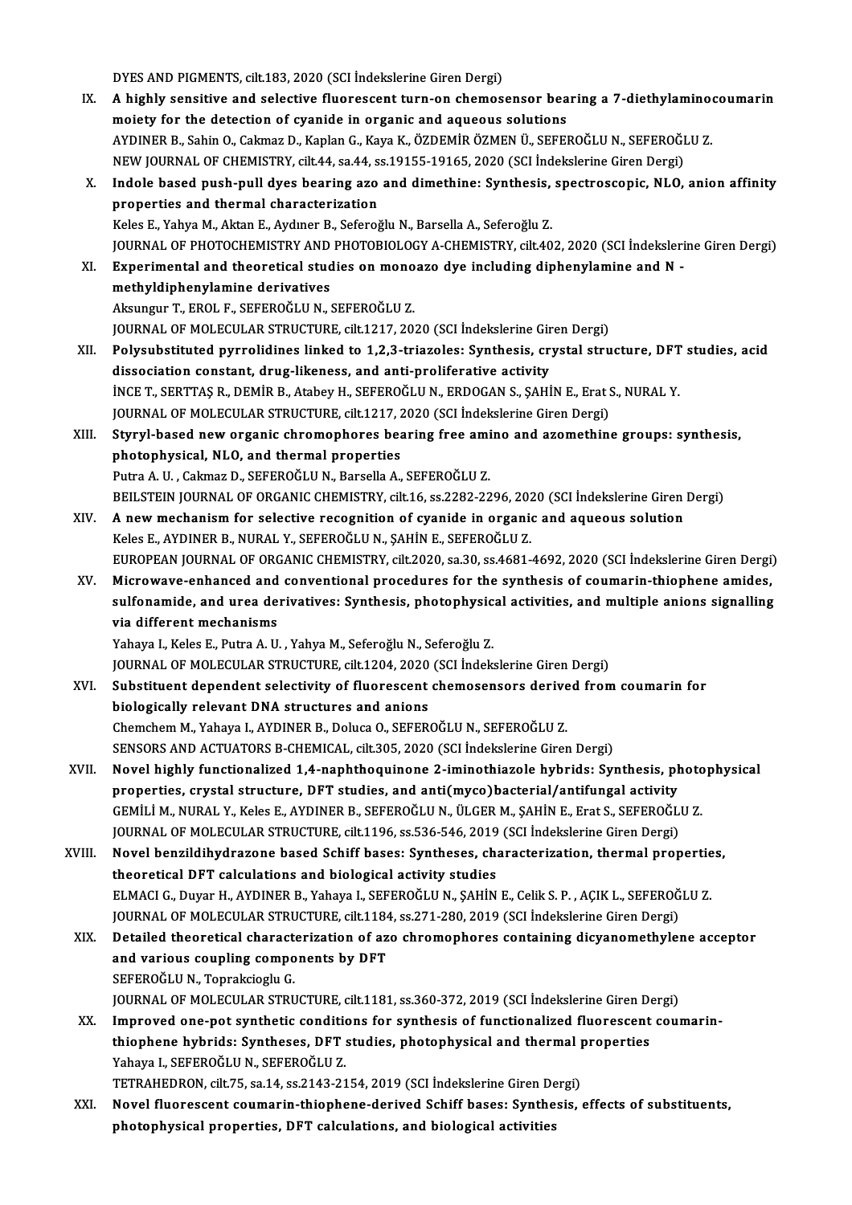DYES AND PIGMENTS, cilt.183, 2020 (SCI İndekslerine Giren Dergi)

IX. **A highly sensitive and selective fluorescent turn-on chemosensor bearing a 7-diethylaminocoumarin moiety for the detection of cyanide in organic and aqueous solutions**
AYDINER B., Sahin O., Cakmaz D., Kaplan G., Kaya K., ÖZDEMİR ÖZMEN Ü., SEFEROĞLU N., SEFEROĞLU Z.
NEW JOURNAL OF CHEMISTRY, cilt.44, sa.44, ss.19155-19165, 2020 (SCI İndekslerine Giren Dergi)

X. **Indole based push-pull dyes bearing azo and dimethine: Synthesis, spectroscopic, NLO, anion affinity properties and thermal characterization**
Keles E., Yahya M., Aktan E., Aydıner B., Seferoğlu N., Barsella A., Seferoğlu Z.
JOURNAL OF PHOTOCHEMISTRY AND PHOTOBIOLOGY A-CHEMISTRY, cilt.402, 2020 (SCI İndekslerine Giren Dergi)

XI. **Experimental and theoretical studies on monoazo dye including diphenylamine and N - methyldiphenylamine derivatives**
Aksungur T., EROL F., SEFEROĞLU N., SEFEROĞLU Z.
JOURNAL OF MOLECULAR STRUCTURE, cilt.1217, 2020 (SCI İndekslerine Giren Dergi)

XII. **Polysubstituted pyrrolidines linked to 1,2,3-triazoles: Synthesis, crystal structure, DFT studies, acid dissociation constant, drug-likeness, and anti-proliferative activity**
İNCE T., SERTTAŞ R., DEMİR B., Atabey H., SEFEROĞLU N., ERDOGAN S., ŞAHİN E., Erat S., NURAL Y.
JOURNAL OF MOLECULAR STRUCTURE, cilt.1217, 2020 (SCI İndekslerine Giren Dergi)

XIII. **Styryl-based new organic chromophores bearing free amino and azomethine groups: synthesis, photophysical, NLO, and thermal properties**
Putra A. U. , Cakmaz D., SEFEROĞLU N., Barsella A., SEFEROĞLU Z.
BEILSTEIN JOURNAL OF ORGANIC CHEMISTRY, cilt.16, ss.2282-2296, 2020 (SCI İndekslerine Giren Dergi)

XIV. **A new mechanism for selective recognition of cyanide in organic and aqueous solution**
Keles E., AYDINER B., NURAL Y., SEFEROĞLU N., ŞAHİN E., SEFEROĞLU Z.
EUROPEAN JOURNAL OF ORGANIC CHEMISTRY, cilt.2020, sa.30, ss.4681-4692, 2020 (SCI İndekslerine Giren Dergi)

XV. **Microwave-enhanced and conventional procedures for the synthesis of coumarin-thiophene amides, sulfonamide, and urea derivatives: Synthesis, photophysical activities, and multiple anions signalling via different mechanisms**
Yahaya I., Keles E., Putra A. U. , Yahya M., Seferoğlu N., Seferoğlu Z.
JOURNAL OF MOLECULAR STRUCTURE, cilt.1204, 2020 (SCI İndekslerine Giren Dergi)

XVI. **Substituent dependent selectivity of fluorescent chemosensors derived from coumarin for biologically relevant DNA structures and anions**
Chemchem M., Yahaya I., AYDINER B., Doluca O., SEFEROĞLU N., SEFEROĞLU Z.
SENSORS AND ACTUATORS B-CHEMICAL, cilt.305, 2020 (SCI İndekslerine Giren Dergi)

XVII. **Novel highly functionalized 1,4-naphthoquinone 2-iminothiazole hybrids: Synthesis, photophysical properties, crystal structure, DFT studies, and anti(myco)bacterial/antifungal activity**
GEMİLİ M., NURAL Y., Keles E., AYDINER B., SEFEROĞLU N., ÜLGER M., ŞAHİN E., Erat S., SEFEROĞLU Z.
JOURNAL OF MOLECULAR STRUCTURE, cilt.1196, ss.536-546, 2019 (SCI İndekslerine Giren Dergi)

XVIII. **Novel benzildihydrazone based Schiff bases: Syntheses, characterization, thermal properties, theoretical DFT calculations and biological activity studies**
ELMACI G., Duyar H., AYDINER B., Yahaya I., SEFEROĞLU N., ŞAHİN E., Celik S. P. , AÇIK L., SEFEROĞLU Z.
JOURNAL OF MOLECULAR STRUCTURE, cilt.1184, ss.271-280, 2019 (SCI İndekslerine Giren Dergi)

XIX. **Detailed theoretical characterization of azo chromophores containing dicyanomethylene acceptor and various coupling components by DFT**
SEFEROĞLU N., Toprakcioglu G.
JOURNAL OF MOLECULAR STRUCTURE, cilt.1181, ss.360-372, 2019 (SCI İndekslerine Giren Dergi)

XX. **Improved one-pot synthetic conditions for synthesis of functionalized fluorescent coumarin-thiophene hybrids: Syntheses, DFT studies, photophysical and thermal properties**
Yahaya I., SEFEROĞLU N., SEFEROĞLU Z.
TETRAHEDRON, cilt.75, sa.14, ss.2143-2154, 2019 (SCI İndekslerine Giren Dergi)

XXI. **Novel fluorescent coumarin-thiophene-derived Schiff bases: Synthesis, effects of substituents, photophysical properties, DFT calculations, and biological activities**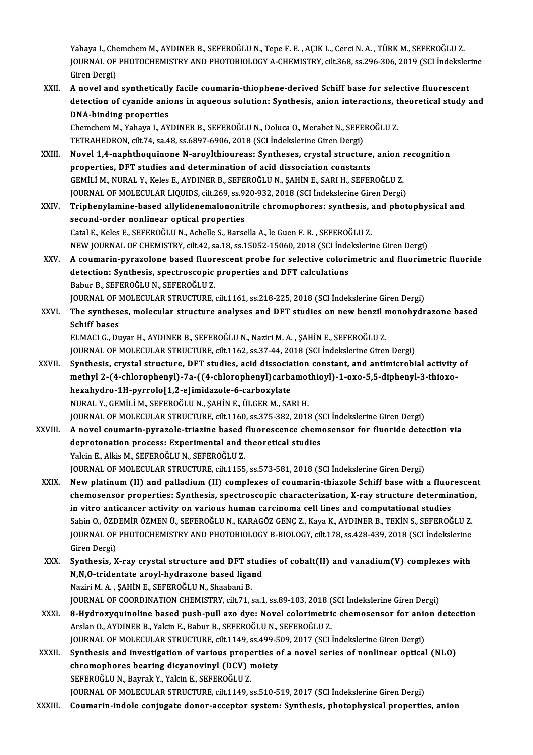Yahaya I., Chemchem M., AYDINER B., SEFEROĞLU N., Tepe F. E. , AÇIK L., Cerci N. A. , TÜRK M., SEFEROĞLU Z.
JOURNAL OF PHOTOCHEMISTRY AND PHOTOBIOLOGY A-CHEMISTRY, cilt.368, ss.296-306, 2019 (SCI İndekslerine Giren Dergi)

XXII. **A novel and synthetically facile coumarin-thiophene-derived Schiff base for selective fluorescent detection of cyanide anions in aqueous solution: Synthesis, anion interactions, theoretical study and DNA-binding properties**
Chemchem M., Yahaya I., AYDINER B., SEFEROĞLU N., Doluca O., Merabet N., SEFEROĞLU Z.
TETRAHEDRON, cilt.74, sa.48, ss.6897-6906, 2018 (SCI İndekslerine Giren Dergi)

XXIII. **Novel 1,4-naphthoquinone N-aroylthioureas: Syntheses, crystal structure, anion recognition properties, DFT studies and determination of acid dissociation constants**
GEMİLİ M., NURAL Y., Keles E., AYDINER B., SEFEROĞLU N., ŞAHİN E., SARI H., SEFEROĞLU Z.
JOURNAL OF MOLECULAR LIQUIDS, cilt.269, ss.920-932, 2018 (SCI İndekslerine Giren Dergi)

XXIV. **Triphenylamine-based allylidenemalononitrile chromophores: synthesis, and photophysical and second-order nonlinear optical properties**
Catal E., Keles E., SEFEROĞLU N., Achelle S., Barsella A., le Guen F. R. , SEFEROĞLU Z.
NEW JOURNAL OF CHEMISTRY, cilt.42, sa.18, ss.15052-15060, 2018 (SCI İndekslerine Giren Dergi)

XXV. **A coumarin-pyrazolone based fluorescent probe for selective colorimetric and fluorimetric fluoride detection: Synthesis, spectroscopic properties and DFT calculations**
Babur B., SEFEROĞLU N., SEFEROĞLU Z.
JOURNAL OF MOLECULAR STRUCTURE, cilt.1161, ss.218-225, 2018 (SCI İndekslerine Giren Dergi)

XXVI. **The syntheses, molecular structure analyses and DFT studies on new benzil monohydrazone based Schiff bases**
ELMACI G., Duyar H., AYDINER B., SEFEROĞLU N., Naziri M. A. , ŞAHİN E., SEFEROĞLU Z.
JOURNAL OF MOLECULAR STRUCTURE, cilt.1162, ss.37-44, 2018 (SCI İndekslerine Giren Dergi)

XXVII. **Synthesis, crystal structure, DFT studies, acid dissociation constant, and antimicrobial activity of methyl 2-(4-chlorophenyl)-7a-((4-chlorophenyl)carbamothioyl)-1-oxo-5,5-diphenyl-3-thioxo-hexahydro-1H-pyrrolo[1,2-e]imidazole-6-carboxylate**
NURAL Y., GEMİLİ M., SEFEROĞLU N., ŞAHİN E., ÜLGER M., SARI H.
JOURNAL OF MOLECULAR STRUCTURE, cilt.1160, ss.375-382, 2018 (SCI İndekslerine Giren Dergi)

XXVIII. **A novel coumarin-pyrazole-triazine based fluorescence chemosensor for fluoride detection via deprotonation process: Experimental and theoretical studies**
Yalcin E., Alkis M., SEFEROĞLU N., SEFEROĞLU Z.
JOURNAL OF MOLECULAR STRUCTURE, cilt.1155, ss.573-581, 2018 (SCI İndekslerine Giren Dergi)

XXIX. **New platinum (II) and palladium (II) complexes of coumarin-thiazole Schiff base with a fluorescent chemosensor properties: Synthesis, spectroscopic characterization, X-ray structure determination, in vitro anticancer activity on various human carcinoma cell lines and computational studies**
Sahin O., ÖZDEMİR ÖZMEN Ü., SEFEROĞLU N., KARAGÖZ GENÇ Z., Kaya K., AYDINER B., TEKİN S., SEFEROĞLU Z.
JOURNAL OF PHOTOCHEMISTRY AND PHOTOBIOLOGY B-BIOLOGY, cilt.178, ss.428-439, 2018 (SCI İndekslerine Giren Dergi)

XXX. **Synthesis, X-ray crystal structure and DFT studies of cobalt(II) and vanadium(V) complexes with N,N,O-tridentate aroyl-hydrazone based ligand**
Naziri M. A. , ŞAHİN E., SEFEROĞLU N., Shaabani B.
JOURNAL OF COORDINATION CHEMISTRY, cilt.71, sa.1, ss.89-103, 2018 (SCI İndekslerine Giren Dergi)

XXXI. **8-Hydroxyquinoline based push-pull azo dye: Novel colorimetric chemosensor for anion detection**
Arslan O., AYDINER B., Yalcin E., Babur B., SEFEROĞLU N., SEFEROĞLU Z.
JOURNAL OF MOLECULAR STRUCTURE, cilt.1149, ss.499-509, 2017 (SCI İndekslerine Giren Dergi)

XXXII. **Synthesis and investigation of various properties of a novel series of nonlinear optical (NLO) chromophores bearing dicyanovinyl (DCV) moiety**
SEFEROĞLU N., Bayrak Y., Yalcin E., SEFEROĞLU Z.
JOURNAL OF MOLECULAR STRUCTURE, cilt.1149, ss.510-519, 2017 (SCI İndekslerine Giren Dergi)

XXXIII. **Coumarin-indole conjugate donor-acceptor system: Synthesis, photophysical properties, anion**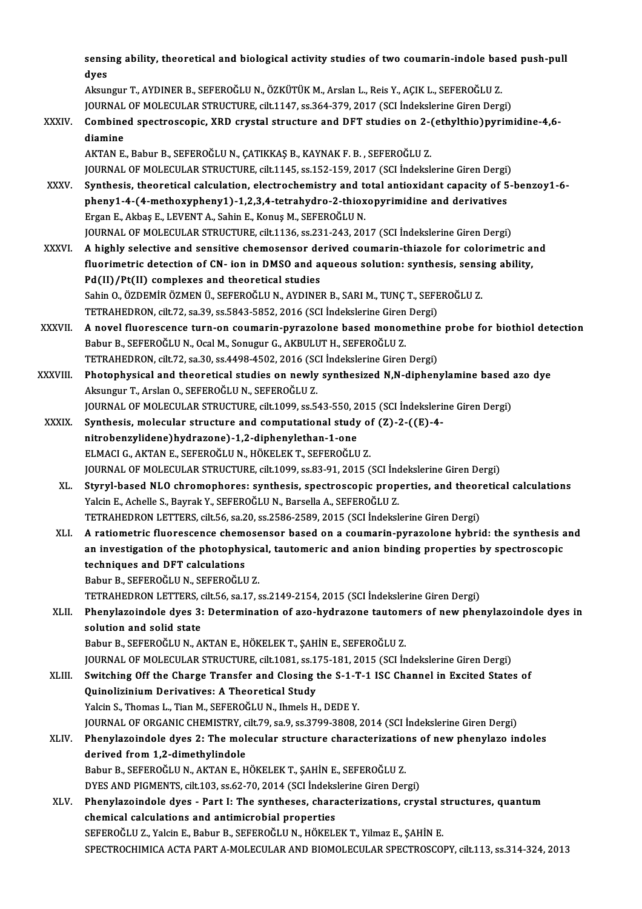sensing ability, theoretical and biological activity studies of two coumarin-indole based push-pull dyes

Aksungur T., AYDINER B., SEFEROĞLU N., ÖZKÜTÜK M., Arslan L., Reis Y., AÇIK L., SEFEROĞLU Z.

JOURNAL OF MOLECULAR STRUCTURE, cilt.1147, ss.364-379, 2017 (SCI İndekslerine Giren Dergi)

XXXIV. **Combined spectroscopic, XRD crystal structure and DFT studies on 2-(ethylthio)pyrimidine-4,6-diamine**

AKTAN E., Babur B., SEFEROĞLU N., ÇATIKKAŞ B., KAYNAK F. B. , SEFEROĞLU Z.

JOURNAL OF MOLECULAR STRUCTURE, cilt.1145, ss.152-159, 2017 (SCI İndekslerine Giren Dergi)

XXXV. **Synthesis, theoretical calculation, electrochemistry and total antioxidant capacity of 5-benzoy1-6-pheny1-4-(4-methoxypheny1)-1,2,3,4-tetrahydro-2-thioxopyrimidine and derivatives**

Ergan E., Akbaş E., LEVENT A., Sahin E., Konuş M., SEFEROĞLU N.

JOURNAL OF MOLECULAR STRUCTURE, cilt.1136, ss.231-243, 2017 (SCI İndekslerine Giren Dergi)

XXXVI. **A highly selective and sensitive chemosensor derived coumarin-thiazole for colorimetric and fluorimetric detection of CN- ion in DMSO and aqueous solution: synthesis, sensing ability, Pd(II)/Pt(II) complexes and theoretical studies**

Sahin O., ÖZDEMİR ÖZMEN Ü., SEFEROĞLU N., AYDINER B., SARI M., TUNÇ T., SEFEROĞLU Z.

TETRAHEDRON, cilt.72, sa.39, ss.5843-5852, 2016 (SCI İndekslerine Giren Dergi)

XXXVII. **A novel fluorescence turn-on coumarin-pyrazolone based monomethine probe for biothiol detection**

Babur B., SEFEROĞLU N., Ocal M., Sonugur G., AKBULUT H., SEFEROĞLU Z.

TETRAHEDRON, cilt.72, sa.30, ss.4498-4502, 2016 (SCI İndekslerine Giren Dergi)

XXXVIII. **Photophysical and theoretical studies on newly synthesized N,N-diphenylamine based azo dye**

Aksungur T., Arslan O., SEFEROĞLU N., SEFEROĞLU Z.

JOURNAL OF MOLECULAR STRUCTURE, cilt.1099, ss.543-550, 2015 (SCI İndekslerine Giren Dergi)

XXXIX. **Synthesis, molecular structure and computational study of (Z)-2-((E)-4-nitrobenzylidene)hydrazone)-1,2-diphenylethan-1-one**

ELMACI G., AKTAN E., SEFEROĞLU N., HÖKELEK T., SEFEROĞLU Z.

JOURNAL OF MOLECULAR STRUCTURE, cilt.1099, ss.83-91, 2015 (SCI İndekslerine Giren Dergi)

XL. **Styryl-based NLO chromophores: synthesis, spectroscopic properties, and theoretical calculations**

Yalcin E., Achelle S., Bayrak Y., SEFEROĞLU N., Barsella A., SEFEROĞLU Z.

TETRAHEDRON LETTERS, cilt.56, sa.20, ss.2586-2589, 2015 (SCI İndekslerine Giren Dergi)

XLI. **A ratiometric fluorescence chemosensor based on a coumarin-pyrazolone hybrid: the synthesis and an investigation of the photophysical, tautomeric and anion binding properties by spectroscopic techniques and DFT calculations**

Babur B., SEFEROĞLU N., SEFEROĞLU Z.

TETRAHEDRON LETTERS, cilt.56, sa.17, ss.2149-2154, 2015 (SCI İndekslerine Giren Dergi)

XLII. **Phenylazoindole dyes 3: Determination of azo-hydrazone tautomers of new phenylazoindole dyes in solution and solid state**

Babur B., SEFEROĞLU N., AKTAN E., HÖKELEK T., ŞAHİN E., SEFEROĞLU Z.

JOURNAL OF MOLECULAR STRUCTURE, cilt.1081, ss.175-181, 2015 (SCI İndekslerine Giren Dergi)

XLIII. **Switching Off the Charge Transfer and Closing the S-1-T-1 ISC Channel in Excited States of Quinolizinium Derivatives: A Theoretical Study**

Yalcin S., Thomas L., Tian M., SEFEROĞLU N., Ihmels H., DEDE Y.

JOURNAL OF ORGANIC CHEMISTRY, cilt.79, sa.9, ss.3799-3808, 2014 (SCI İndekslerine Giren Dergi)

XLIV. **Phenylazoindole dyes 2: The molecular structure characterizations of new phenylazo indoles derived from 1,2-dimethylindole**

Babur B., SEFEROĞLU N., AKTAN E., HÖKELEK T., ŞAHİN E., SEFEROĞLU Z.

DYES AND PIGMENTS, cilt.103, ss.62-70, 2014 (SCI İndekslerine Giren Dergi)

XLV. **Phenylazoindole dyes - Part I: The syntheses, characterizations, crystal structures, quantum chemical calculations and antimicrobial properties**

SEFEROĞLU Z., Yalcin E., Babur B., SEFEROĞLU N., HÖKELEK T., Yilmaz E., ŞAHİN E.

SPECTROCHIMICA ACTA PART A-MOLECULAR AND BIOMOLECULAR SPECTROSCOPY, cilt.113, ss.314-324, 2013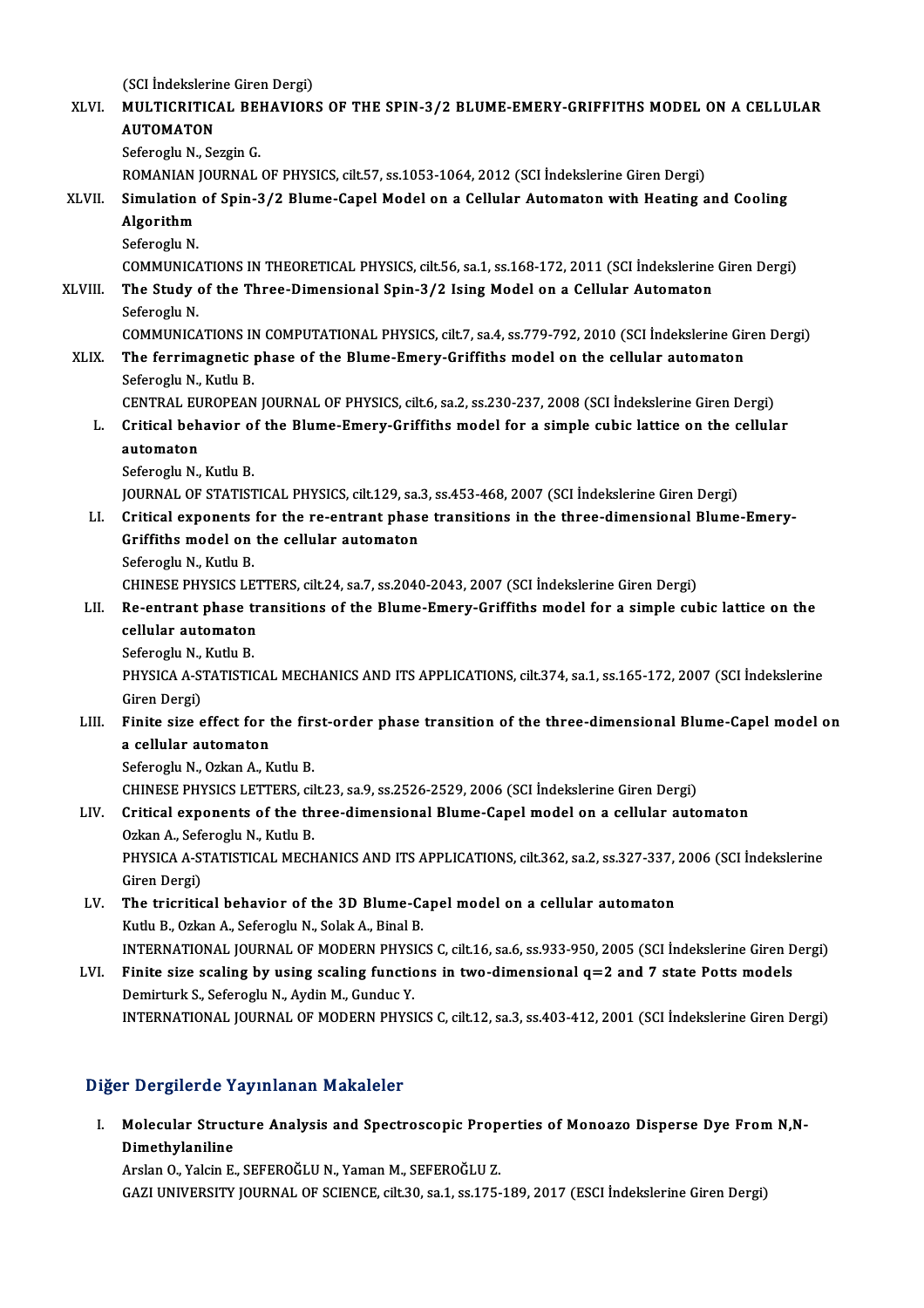(SCI İndekslerine Giren Dergi)

XLVI. **MULTICRITICAL BEHAVIORS OF THE SPIN-3/2 BLUME-EMERY-GRIFFITHS MODEL ON A CELLULAR AUTOMATON**
Seferoglu N., Sezgin G.
ROMANIAN JOURNAL OF PHYSICS, cilt.57, ss.1053-1064, 2012 (SCI İndekslerine Giren Dergi)

XLVII. **Simulation of Spin-3/2 Blume-Capel Model on a Cellular Automaton with Heating and Cooling Algorithm**
Seferoglu N.
COMMUNICATIONS IN THEORETICAL PHYSICS, cilt.56, sa.1, ss.168-172, 2011 (SCI İndekslerine Giren Dergi)

XLVIII. **The Study of the Three-Dimensional Spin-3/2 Ising Model on a Cellular Automaton**
Seferoglu N.
COMMUNICATIONS IN COMPUTATIONAL PHYSICS, cilt.7, sa.4, ss.779-792, 2010 (SCI İndekslerine Giren Dergi)

XLIX. **The ferrimagnetic phase of the Blume-Emery-Griffiths model on the cellular automaton**
Seferoglu N., Kutlu B.
CENTRAL EUROPEAN JOURNAL OF PHYSICS, cilt.6, sa.2, ss.230-237, 2008 (SCI İndekslerine Giren Dergi)

L. **Critical behavior of the Blume-Emery-Griffiths model for a simple cubic lattice on the cellular automaton**
Seferoglu N., Kutlu B.
JOURNAL OF STATISTICAL PHYSICS, cilt.129, sa.3, ss.453-468, 2007 (SCI İndekslerine Giren Dergi)

LI. **Critical exponents for the re-entrant phase transitions in the three-dimensional Blume-Emery-Griffiths model on the cellular automaton**
Seferoglu N., Kutlu B.
CHINESE PHYSICS LETTERS, cilt.24, sa.7, ss.2040-2043, 2007 (SCI İndekslerine Giren Dergi)

LII. **Re-entrant phase transitions of the Blume-Emery-Griffiths model for a simple cubic lattice on the cellular automaton**
Seferoglu N., Kutlu B.
PHYSICA A-STATISTICAL MECHANICS AND ITS APPLICATIONS, cilt.374, sa.1, ss.165-172, 2007 (SCI İndekslerine Giren Dergi)

LIII. **Finite size effect for the first-order phase transition of the three-dimensional Blume-Capel model on a cellular automaton**
Seferoglu N., Ozkan A., Kutlu B.
CHINESE PHYSICS LETTERS, cilt.23, sa.9, ss.2526-2529, 2006 (SCI İndekslerine Giren Dergi)

LIV. **Critical exponents of the three-dimensional Blume-Capel model on a cellular automaton**
Ozkan A., Seferoglu N., Kutlu B.
PHYSICA A-STATISTICAL MECHANICS AND ITS APPLICATIONS, cilt.362, sa.2, ss.327-337, 2006 (SCI İndekslerine Giren Dergi)

LV. **The tricritical behavior of the 3D Blume-Capel model on a cellular automaton**
Kutlu B., Ozkan A., Seferoglu N., Solak A., Binal B.
INTERNATIONAL JOURNAL OF MODERN PHYSICS C, cilt.16, sa.6, ss.933-950, 2005 (SCI İndekslerine Giren Dergi)

LVI. **Finite size scaling by using scaling functions in two-dimensional q=2 and 7 state Potts models**
Demirturk S., Seferoglu N., Aydin M., Gunduc Y.
INTERNATIONAL JOURNAL OF MODERN PHYSICS C, cilt.12, sa.3, ss.403-412, 2001 (SCI İndekslerine Giren Dergi)

## Diğer Dergilerde Yayınlanan Makaleler

I. **Molecular Structure Analysis and Spectroscopic Properties of Monoazo Disperse Dye From N,N-Dimethylaniline**
Arslan O., Yalcin E., SEFEROĞLU N., Yaman M., SEFEROĞLU Z.
GAZI UNIVERSITY JOURNAL OF SCIENCE, cilt.30, sa.1, ss.175-189, 2017 (ESCI İndekslerine Giren Dergi)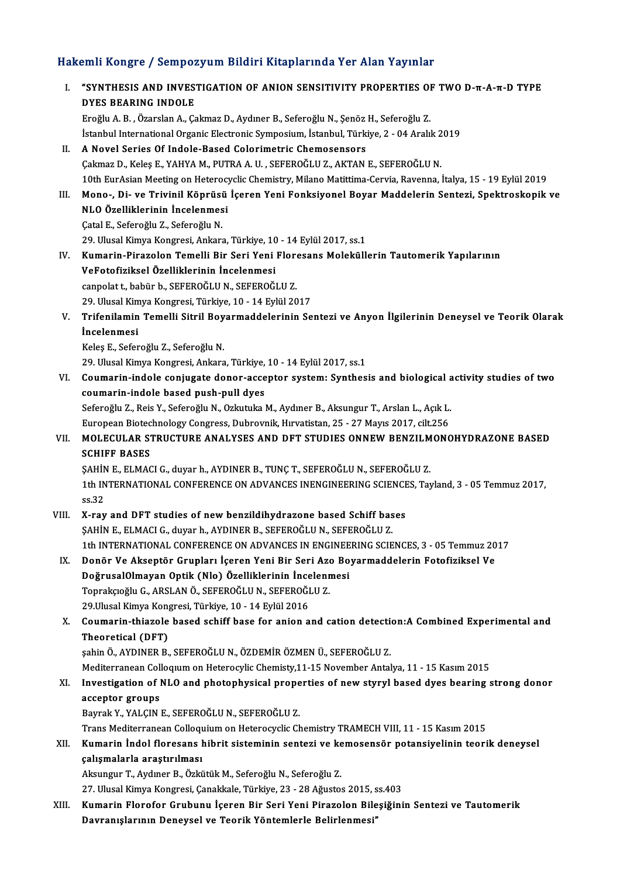## Hakemli Kongre / Sempozyum Bildiri Kitaplarında Yer Alan Yayınlar

I. "SYNTHESIS AND INVESTIGATION OF ANION SENSITIVITY PROPERTIES OF TWO D-π-A-π-D TYPE DYES BEARING INDOLE
Eroğlu A. B. , Özarslan A., Çakmaz D., Aydıner B., Seferoğlu N., Şenöz H., Seferoğlu Z.
İstanbul International Organic Electronic Symposium, İstanbul, Türkiye, 2 - 04 Aralık 2019

II. A Novel Series Of Indole-Based Colorimetric Chemosensors
Çakmaz D., Keleş E., YAHYA M., PUTRA A. U. , SEFEROĞLU Z., AKTAN E., SEFEROĞLU N.
10th EurAsian Meeting on Heterocyclic Chemistry, Milano Matittima-Cervia, Ravenna, İtalya, 15 - 19 Eylül 2019

III. Mono-, Di- ve Trivinil Köprüsü İçeren Yeni Fonksiyonel Boyar Maddelerin Sentezi, Spektroskopik ve NLO Özelliklerinin İncelenmesi
Çatal E., Seferoğlu Z., Seferoğlu N.
29. Ulusal Kimya Kongresi, Ankara, Türkiye, 10 - 14 Eylül 2017, ss.1

IV. Kumarin-Pirazolon Temelli Bir Seri Yeni Floresans Moleküllerin Tautomerik Yapılarının VeFotofiziksel Özelliklerinin İncelenmesi
canpolat t., babür b., SEFEROĞLU N., SEFEROĞLU Z.
29. Ulusal Kimya Kongresi, Türkiye, 10 - 14 Eylül 2017

V. Trifenilamin Temelli Sitril Boyarmaddelerinin Sentezi ve Anyon İlgilerinin Deneysel ve Teorik Olarak İncelenmesi
Keleş E., Seferoğlu Z., Seferoğlu N.
29. Ulusal Kimya Kongresi, Ankara, Türkiye, 10 - 14 Eylül 2017, ss.1

VI. Coumarin-indole conjugate donor-acceptor system: Synthesis and biological activity studies of two coumarin-indole based push-pull dyes
Seferoğlu Z., Reis Y., Seferoğlu N., Ozkutuka M., Aydıner B., Aksungur T., Arslan L., Açık L.
European Biotechnology Congress, Dubrovnik, Hırvatistan, 25 - 27 Mayıs 2017, cilt.256

VII. MOLECULAR STRUCTURE ANALYSES AND DFT STUDIES ONNEW BENZILMONOHYDRAZONE BASED SCHIFF BASES
ŞAHİN E., ELMACI G., duyar h., AYDINER B., TUNÇ T., SEFEROĞLU N., SEFEROĞLU Z.
1th INTERNATIONAL CONFERENCE ON ADVANCES INENGINEERING SCIENCES, Tayland, 3 - 05 Temmuz 2017, ss.32

VIII. X-ray and DFT studies of new benzildihydrazone based Schiff bases
ŞAHİN E., ELMACI G., duyar h., AYDINER B., SEFEROĞLU N., SEFEROĞLU Z.
1th INTERNATIONAL CONFERENCE ON ADVANCES IN ENGINEERING SCIENCES, 3 - 05 Temmuz 2017

IX. Donör Ve Akseptör Grupları İçeren Yeni Bir Seri Azo Boyarmaddelerin Fotofiziksel Ve DoğrusalOlmayan Optik (Nlo) Özelliklerinin İncelenmesi
Toprakçıoğlu G., ARSLAN Ö., SEFEROĞLU N., SEFEROĞLU Z.
29.Ulusal Kimya Kongresi, Türkiye, 10 - 14 Eylül 2016

X. Coumarin-thiazole based schiff base for anion and cation detection:A Combined Experimental and Theoretical (DFT)
şahin Ö., AYDINER B., SEFEROĞLU N., ÖZDEMİR ÖZMEN Ü., SEFEROĞLU Z.
Mediterranean Colloqıum on Heterocylic Chemisty,11-15 November Antalya, 11 - 15 Kasım 2015

XI. Investigation of NLO and photophysical properties of new styryl based dyes bearing strong donor acceptor groups
Bayrak Y., YALÇIN E., SEFEROĞLU N., SEFEROĞLU Z.
Trans Mediterranean Colloquium on Heterocyclic Chemistry TRAMECH VIII, 11 - 15 Kasım 2015

XII. Kumarin İndol floresans hibrit sisteminin sentezi ve kemosensör potansiyelinin teorik deneysel çalışmalarla araştırılması
Aksungur T., Aydıner B., Özkütük M., Seferoğlu N., Seferoğlu Z.
27. Ulusal Kimya Kongresi, Çanakkale, Türkiye, 23 - 28 Ağustos 2015, ss.403

XIII. Kumarin Florofor Grubunu İçeren Bir Seri Yeni Pirazolon Bileşiğinin Sentezi ve Tautomerik Davranışlarının Deneysel ve Teorik Yöntemlerle Belirlenmesi"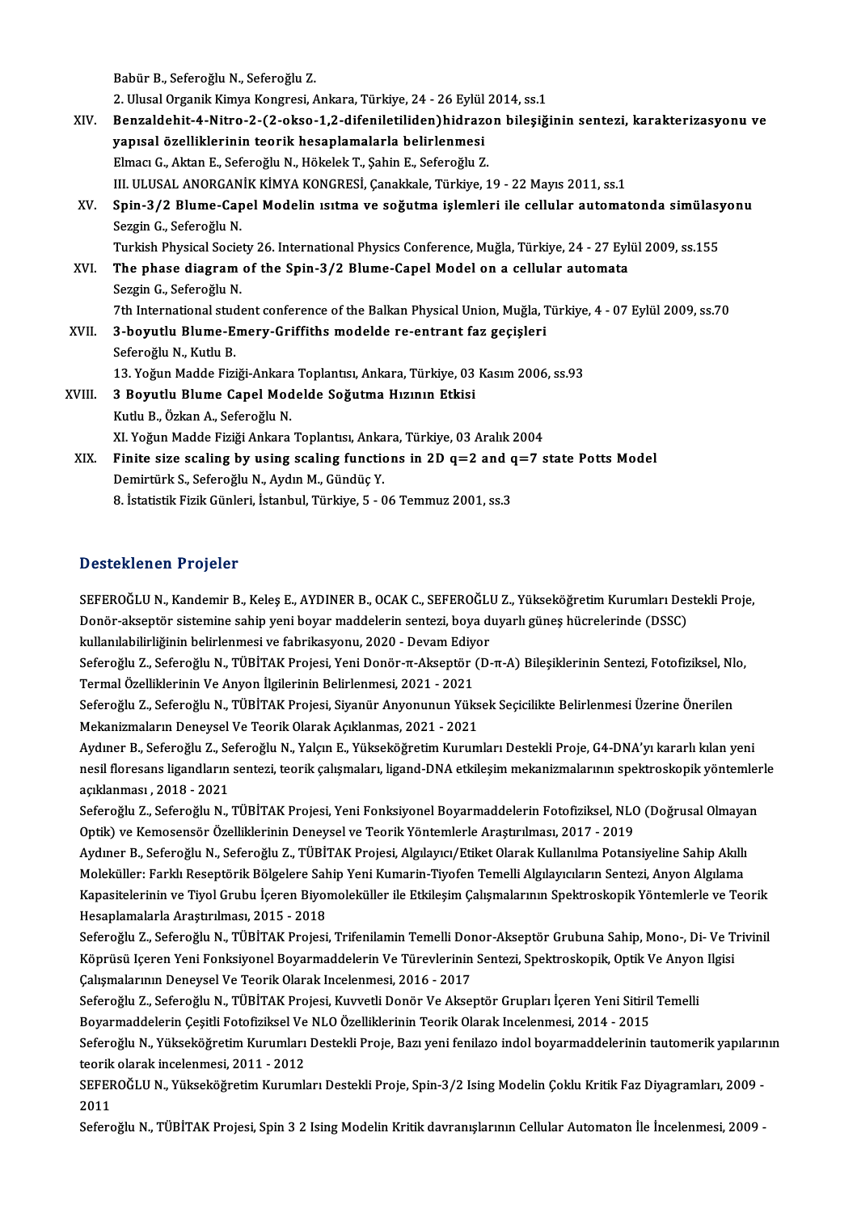Babür B., Seferoğlu N., Seferoğlu Z.

2. Ulusal Organik Kimya Kongresi, Ankara, Türkiye, 24 - 26 Eylül 2014, ss.1

XIV. **Benzaldehit-4-Nitro-2-(2-okso-1,2-difeniletiliden)hidrazon bileşiğinin sentezi, karakterizasyonu ve yapısal özelliklerinin teorik hesaplamalarla belirlenmesi**
Elmacı G., Aktan E., Seferoğlu N., Hökelek T., Şahin E., Seferoğlu Z.
III. ULUSAL ANORGANİK KİMYA KONGRESİ, Çanakkale, Türkiye, 19 - 22 Mayıs 2011, ss.1

XV. **Spin-3/2 Blume-Capel Modelin ısıtma ve soğutma işlemleri ile cellular automatonda simülasyonu**
Sezgin G., Seferoğlu N.
Turkish Physical Society 26. International Physics Conference, Muğla, Türkiye, 24 - 27 Eylül 2009, ss.155

XVI. **The phase diagram of the Spin-3/2 Blume-Capel Model on a cellular automata**
Sezgin G., Seferoğlu N.
7th International student conference of the Balkan Physical Union, Muğla, Türkiye, 4 - 07 Eylül 2009, ss.70

XVII. **3-boyutlu Blume-Emery-Griffiths modelde re-entrant faz geçişleri**
Seferoğlu N., Kutlu B.
13. Yoğun Madde Fiziği-Ankara Toplantısı, Ankara, Türkiye, 03 Kasım 2006, ss.93

XVIII. **3 Boyutlu Blume Capel Modelde Soğutma Hızının Etkisi**
Kutlu B., Özkan A., Seferoğlu N.
XI. Yoğun Madde Fiziği Ankara Toplantısı, Ankara, Türkiye, 03 Aralık 2004

XIX. **Finite size scaling by using scaling functions in 2D q=2 and q=7 state Potts Model**
Demirtürk S., Seferoğlu N., Aydın M., Gündüç Y.
8. İstatistik Fizik Günleri, İstanbul, Türkiye, 5 - 06 Temmuz 2001, ss.3

## Desteklenen Projeler

SEFEROĞLU N., Kandemir B., Keleş E., AYDINER B., OCAK C., SEFEROĞLU Z., Yükseköğretim Kurumları Destekli Proje, Donör-akseptör sistemine sahip yeni boyar maddelerin sentezi, boya duyarlı güneş hücrelerinde (DSSC) kullanılabilirliğinin belirlenmesi ve fabrikasyonu, 2020 - Devam Ediyor

Seferoğlu Z., Seferoğlu N., TÜBİTAK Projesi, Yeni Donör-π-Akseptör (D-π-A) Bileşiklerinin Sentezi, Fotofiziksel, Nlo, Termal Özelliklerinin Ve Anyon İlgilerinin Belirlenmesi, 2021 - 2021

Seferoğlu Z., Seferoğlu N., TÜBİTAK Projesi, Siyanür Anyonunun Yüksek Seçicilikte Belirlenmesi Üzerine Önerilen Mekanizmaların Deneysel Ve Teorik Olarak Açıklanmas, 2021 - 2021

Aydıner B., Seferoğlu Z., Seferoğlu N., Yalçın E., Yükseköğretim Kurumları Destekli Proje, G4-DNA'yı kararlı kılan yeni nesil floresans ligandların sentezi, teorik çalışmaları, ligand-DNA etkileşim mekanizmalarının spektroskopik yöntemlerle açıklanması , 2018 - 2021

Seferoğlu Z., Seferoğlu N., TÜBİTAK Projesi, Yeni Fonksiyonel Boyarmaddelerin Fotofiziksel, NLO (Doğrusal Olmayan Optik) ve Kemosensör Özelliklerinin Deneysel ve Teorik Yöntemlerle Araştırılması, 2017 - 2019

Aydıner B., Seferoğlu N., Seferoğlu Z., TÜBİTAK Projesi, Algılayıcı/Etiket Olarak Kullanılma Potansiyeline Sahip Akıllı Moleküller: Farklı Reseptörik Bölgelere Sahip Yeni Kumarin-Tiyofen Temelli Algılayıcıların Sentezi, Anyon Algılama Kapasitelerinin ve Tiyol Grubu İçeren Biyomoleküller ile Etkileşim Çalışmalarının Spektroskopik Yöntemlerle ve Teorik Hesaplamalarla Araştırılması, 2015 - 2018

Seferoğlu Z., Seferoğlu N., TÜBİTAK Projesi, Trifenilamin Temelli Donor-Akseptör Grubuna Sahip, Mono-, Di- Ve Trivinil Köprüsü Içeren Yeni Fonksiyonel Boyarmaddelerin Ve Türevlerinin Sentezi, Spektroskopik, Optik Ve Anyon Ilgisi Çalışmalarının Deneysel Ve Teorik Olarak Incelenmesi, 2016 - 2017

Seferoğlu Z., Seferoğlu N., TÜBİTAK Projesi, Kuvvetli Donör Ve Akseptör Grupları İçeren Yeni Sitiril Temelli Boyarmaddelerin Çeşitli Fotofiziksel Ve NLO Özelliklerinin Teorik Olarak Incelenmesi, 2014 - 2015

Seferoğlu N., Yükseköğretim Kurumları Destekli Proje, Bazı yeni fenilazo indol boyarmaddelerinin tautomerik yapılarının teorik olarak incelenmesi, 2011 - 2012

SEFEROĞLU N., Yükseköğretim Kurumları Destekli Proje, Spin-3/2 Ising Modelin Çoklu Kritik Faz Diyagramları, 2009 - 2011

Seferoğlu N., TÜBİTAK Projesi, Spin 3 2 Ising Modelin Kritik davranışlarının Cellular Automaton İle İncelenmesi, 2009 -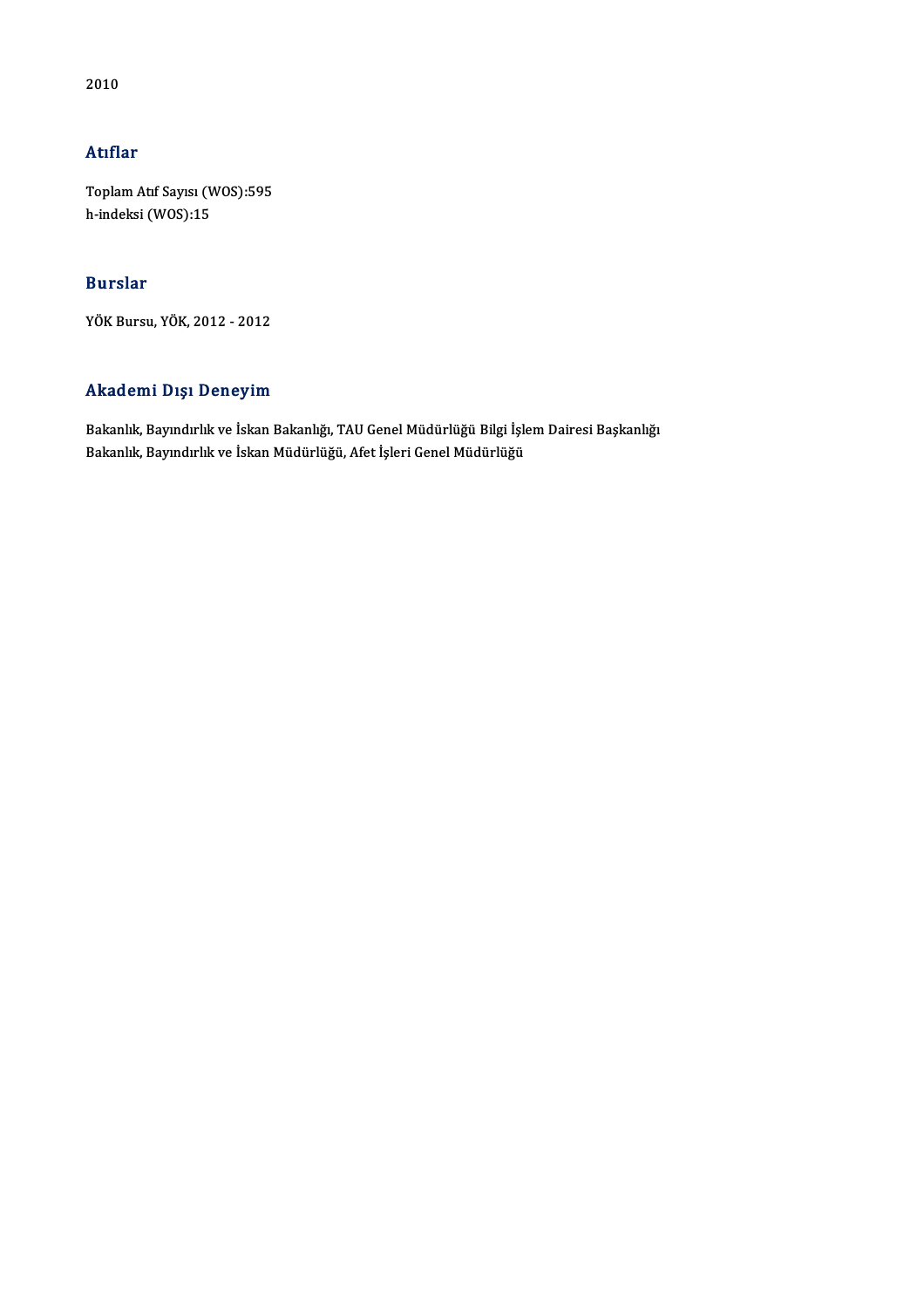2010

## Atıflar

Toplam Atıf Sayısı (WOS):595
h-indeksi (WOS):15

## Burslar

YÖK Bursu, YÖK, 2012 - 2012

## Akademi Dışı Deneyim

Bakanlık, Bayındırlık ve İskan Bakanlığı, TAU Genel Müdürlüğü Bilgi İşlem Dairesi Başkanlığı
Bakanlık, Bayındırlık ve İskan Müdürlüğü, Afet İşleri Genel Müdürlüğü